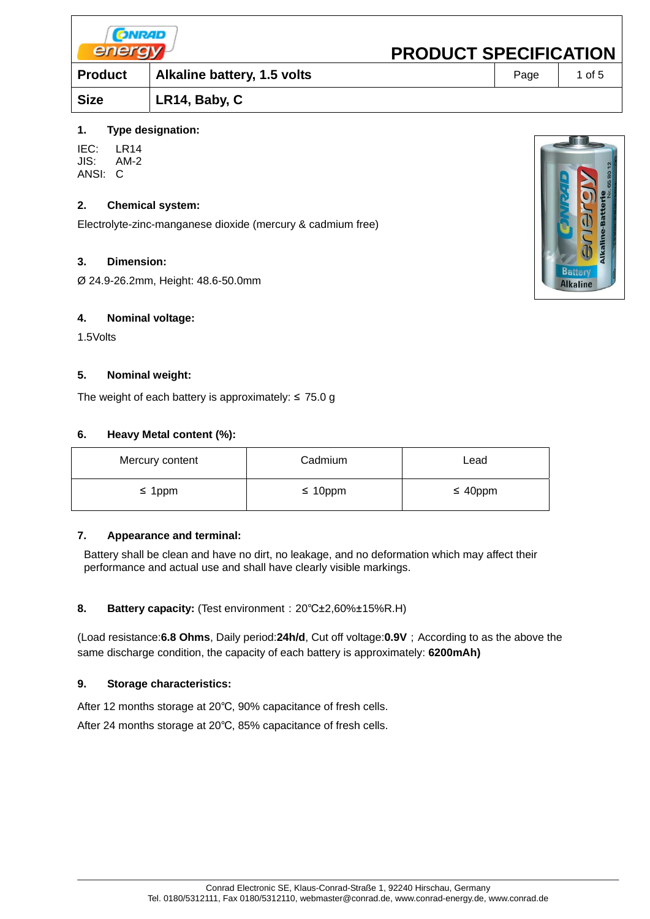# PRODUCT SPECIFICATION

| Product | Alkaline battery, 1.5 volts |
|---|---|
| Size | LR14, Baby, C |

## 1. Type designation:

IEC: LR14
JIS: AM-2
ANSI: C

## 2. Chemical system:

Electrolyte-zinc-manganese dioxide (mercury & cadmium free)

## 3. Dimension:

Ø 24.9-26.2mm, Height: 48.6-50.0mm

## 4. Nominal voltage:

1.5Volts

## 5. Nominal weight:

The weight of each battery is approximately: ≤ 75.0 g

## 6. Heavy Metal content (%):

| Mercury content | Cadmium | Lead |
|---|---|---|
| ≤ 1ppm | ≤ 10ppm | ≤ 40ppm |

## 7. Appearance and terminal:

Battery shall be clean and have no dirt, no leakage, and no deformation which may affect their performance and actual use and shall have clearly visible markings.

## 8. Battery capacity: (Test environment：20℃±2,60%±15%R.H)

(Load resistance:**6.8 Ohms**, Daily period:**24h/d**, Cut off voltage:**0.9V**；According to as the above the same discharge condition, the capacity of each battery is approximately: **6200mAh)**

## 9. Storage characteristics:

After 12 months storage at 20℃, 90% capacitance of fresh cells.

After 24 months storage at 20℃, 85% capacitance of fresh cells.

Conrad Electronic SE, Klaus-Conrad-Straße 1, 92240 Hirschau, Germany
Tel. 0180/5312111, Fax 0180/5312110, webmaster@conrad.de, www.conrad-energy.de, www.conrad.de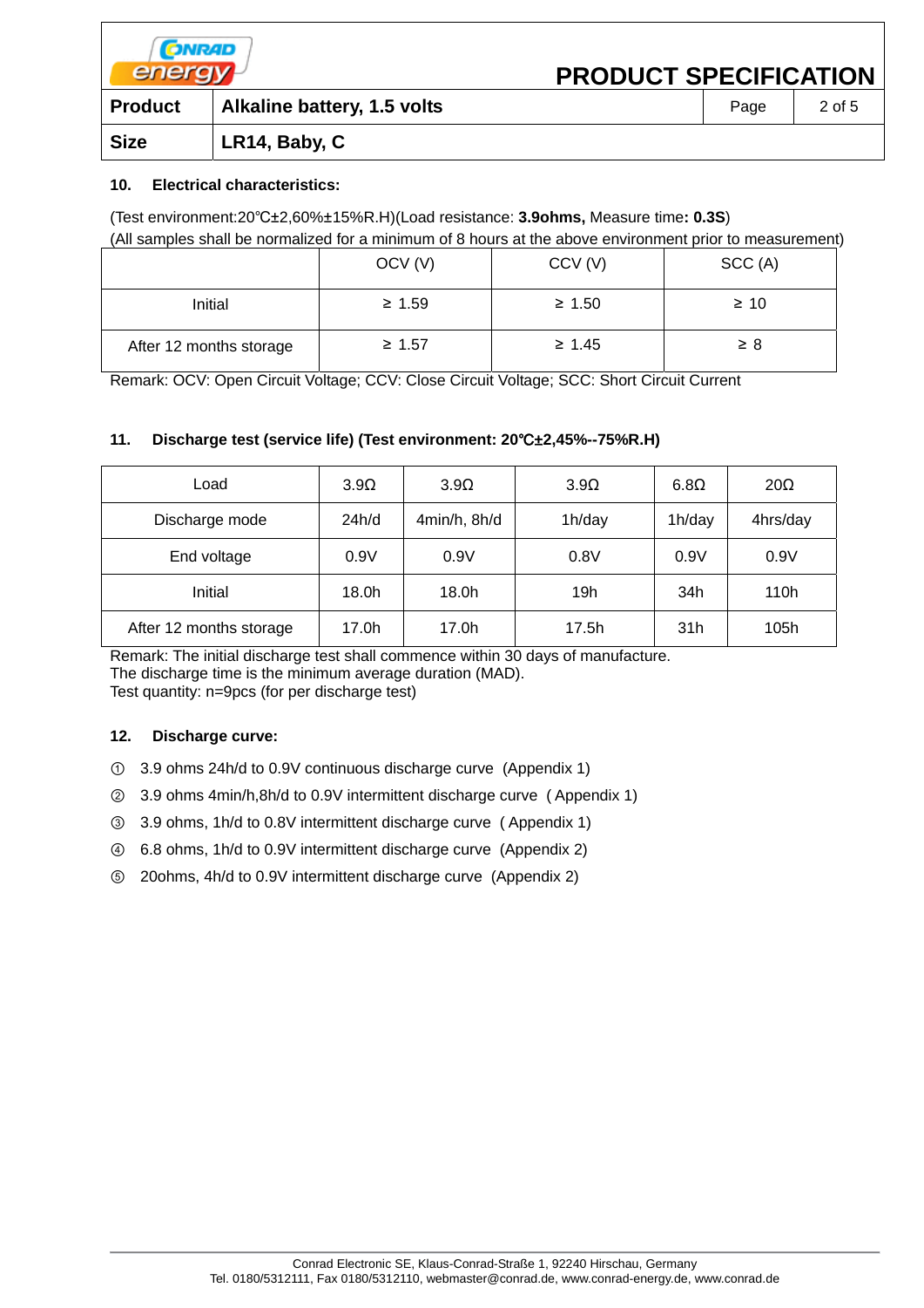**PRODUCT SPECIFICATION**

| Product | Alkaline battery, 1.5 volts |
| --- | --- |
| Size | LR14, Baby, C |

## 10. Electrical characteristics:

(Test environment:20℃±2,60%±15%R.H)(Load resistance: **3.9ohms,** Measure time**: 0.3S**)
(All samples shall be normalized for a minimum of 8 hours at the above environment prior to measurement)

| | OCV (V) | CCV (V) | SCC (A) |
| --- | --- | --- | --- |
| Initial | ≥ 1.59 | ≥ 1.50 | ≥ 10 |
| After 12 months storage | ≥ 1.57 | ≥ 1.45 | ≥ 8 |

Remark: OCV: Open Circuit Voltage; CCV: Close Circuit Voltage; SCC: Short Circuit Current

## 11. Discharge test (service life) (Test environment: 20℃±2,45%--75%R.H)

| Load | 3.9Ω | 3.9Ω | 3.9Ω | 6.8Ω | 20Ω |
| --- | --- | --- | --- | --- | --- |
| Discharge mode | 24h/d | 4min/h, 8h/d | 1h/day | 1h/day | 4hrs/day |
| End voltage | 0.9V | 0.9V | 0.8V | 0.9V | 0.9V |
| Initial | 18.0h | 18.0h | 19h | 34h | 110h |
| After 12 months storage | 17.0h | 17.0h | 17.5h | 31h | 105h |

Remark: The initial discharge test shall commence within 30 days of manufacture.
The discharge time is the minimum average duration (MAD).
Test quantity: n=9pcs (for per discharge test)

## 12. Discharge curve:

① 3.9 ohms 24h/d to 0.9V continuous discharge curve (Appendix 1)

② 3.9 ohms 4min/h,8h/d to 0.9V intermittent discharge curve ( Appendix 1)

③ 3.9 ohms, 1h/d to 0.8V intermittent discharge curve ( Appendix 1)

④ 6.8 ohms, 1h/d to 0.9V intermittent discharge curve (Appendix 2)

⑤ 20ohms, 4h/d to 0.9V intermittent discharge curve (Appendix 2)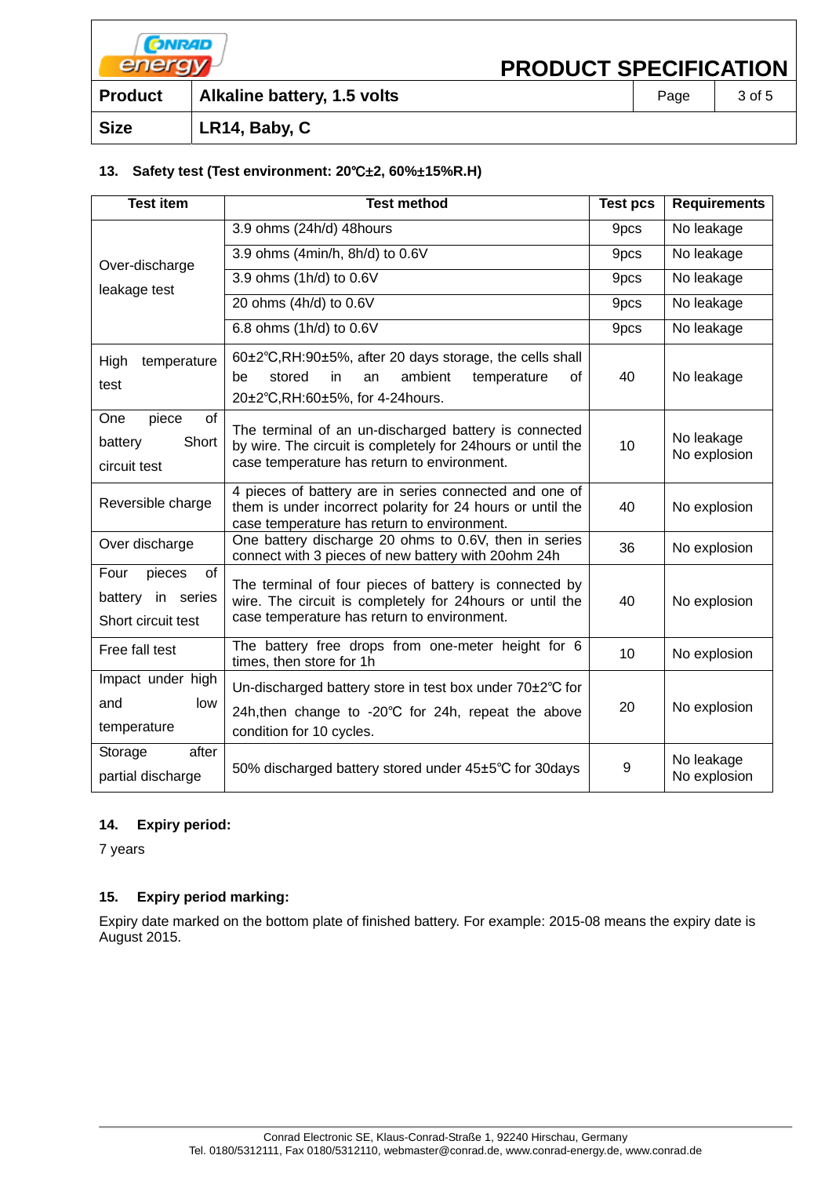| Product | Alkaline battery, 1.5 volts |
| --- | --- |
| Size | LR14, Baby, C |

**13. Safety test (Test environment: 20℃±2, 60%±15%R.H)**

| Test item | Test method | Test pcs | Requirements |
| --- | --- | --- | --- |
| Over-discharge leakage test | 3.9 ohms (24h/d) 48hours | 9pcs | No leakage |
| | 3.9 ohms (4min/h, 8h/d) to 0.6V | 9pcs | No leakage |
| | 3.9 ohms (1h/d) to 0.6V | 9pcs | No leakage |
| | 20 ohms (4h/d) to 0.6V | 9pcs | No leakage |
| | 6.8 ohms (1h/d) to 0.6V | 9pcs | No leakage |
| High temperature test | 60±2℃,RH:90±5%, after 20 days storage, the cells shall be stored in an ambient temperature of 20±2℃,RH:60±5%, for 4-24hours. | 40 | No leakage |
| One piece of battery Short circuit test | The terminal of an un-discharged battery is connected by wire. The circuit is completely for 24hours or until the case temperature has return to environment. | 10 | No leakage<br>No explosion |
| Reversible charge | 4 pieces of battery are in series connected and one of them is under incorrect polarity for 24 hours or until the case temperature has return to environment. | 40 | No explosion |
| Over discharge | One battery discharge 20 ohms to 0.6V, then in series connect with 3 pieces of new battery with 20ohm 24h | 36 | No explosion |
| Four pieces of battery in series Short circuit test | The terminal of four pieces of battery is connected by wire. The circuit is completely for 24hours or until the case temperature has return to environment. | 40 | No explosion |
| Free fall test | The battery free drops from one-meter height for 6 times, then store for 1h | 10 | No explosion |
| Impact under high and low temperature | Un-discharged battery store in test box under 70±2℃ for 24h,then change to -20℃ for 24h, repeat the above condition for 10 cycles. | 20 | No explosion |
| Storage after partial discharge | 50% discharged battery stored under 45±5℃ for 30days | 9 | No leakage<br>No explosion |

**14. Expiry period:**

7 years

**15. Expiry period marking:**

Expiry date marked on the bottom plate of finished battery. For example: 2015-08 means the expiry date is August 2015.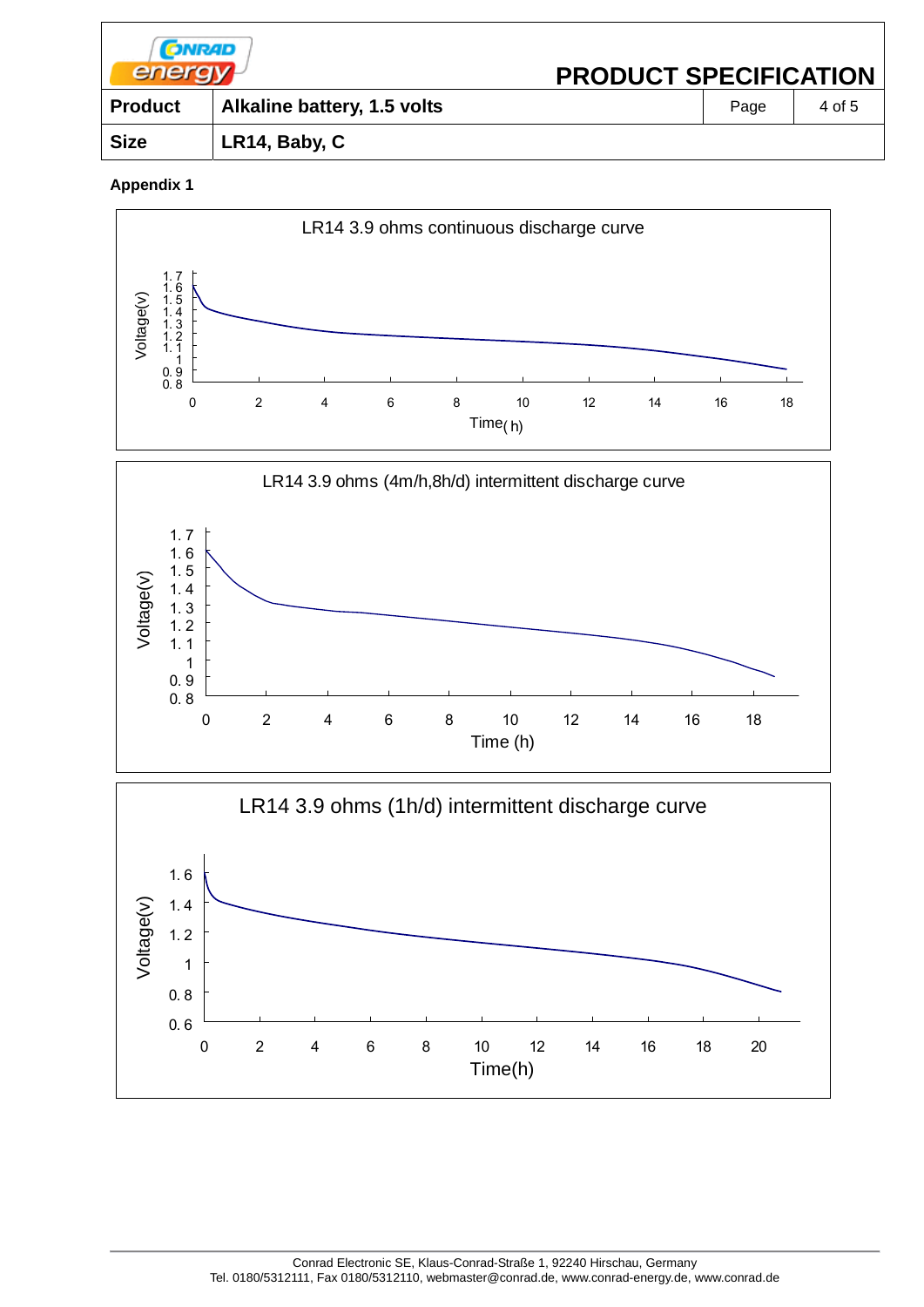| | PRODUCT SPECIFICATION | | |
|---|---|---|---|
| **Product** | **Alkaline battery, 1.5 volts** | Page | 4 of 5 |
| **Size** | **LR14, Baby, C** | | |

**Appendix 1**

LR14 3.9 ohms continuous discharge curve

LR14 3.9 ohms (4m/h,8h/d) intermittent discharge curve

LR14 3.9 ohms (1h/d) intermittent discharge curve

Conrad Electronic SE, Klaus-Conrad-Straße 1, 92240 Hirschau, Germany
Tel. 0180/5312111, Fax 0180/5312110, webmaster@conrad.de, www.conrad-energy.de, www.conrad.de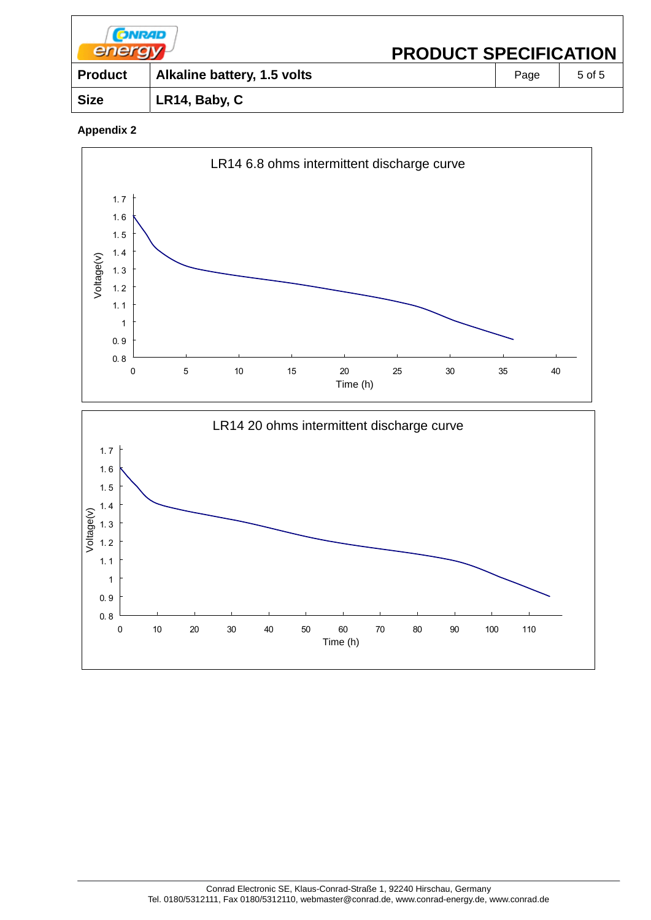| | | | |
|---|---|---|---|
| **Product** | **Alkaline battery, 1.5 volts** | Page | 5 of 5 |
| **Size** | **LR14, Baby, C** | | |

**PRODUCT SPECIFICATION**

**Appendix 2**

LR14 6.8 ohms intermittent discharge curve

Voltage(v)

1.7
1.6
1.5
1.4
1.3
1.2
1.1
1
0.9
0.8

0
5
10
15
20
25
30
35
40

Time (h)

LR14 20 ohms intermittent discharge curve

Voltage(v)

1.7
1.6
1.5
1.4
1.3
1.2
1.1
1
0.9
0.8

0
10
20
30
40
50
60
70
80
90
100
110

Time (h)

Conrad Electronic SE, Klaus-Conrad-Straße 1, 92240 Hirschau, Germany
Tel. 0180/5312111, Fax 0180/5312110, webmaster@conrad.de, www.conrad-energy.de, www.conrad.de